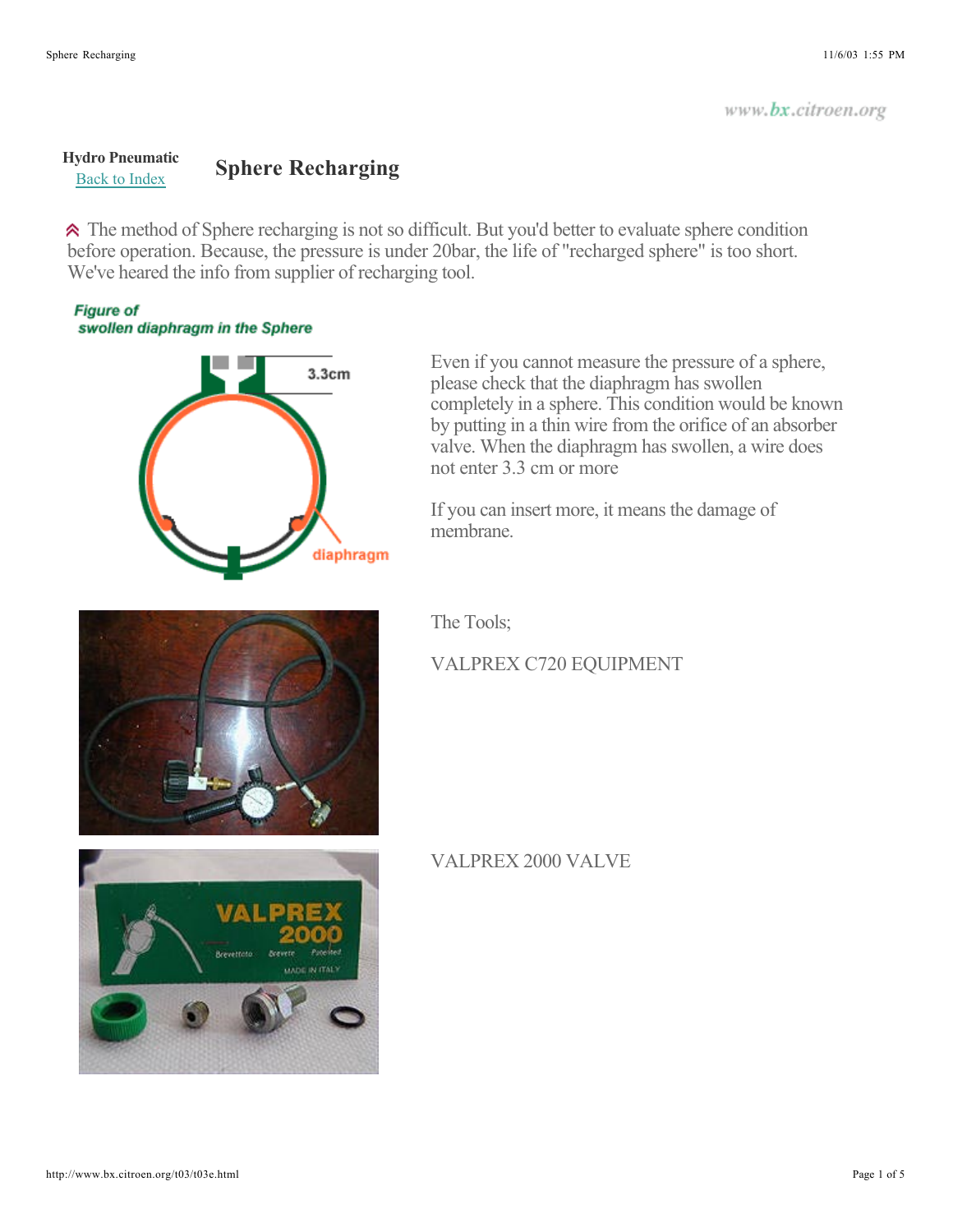Hydro Pneumatic
Back to Index

# Sphere Recharging

The method of Sphere recharging is not so difficult. But you'd better to evaluate sphere condition before operation. Because, the pressure is under 20bar, the life of "recharged sphere" is too short. We've heared the info from supplier of recharging tool.

*Figure of swollen diaphragm in the Sphere*

Even if you cannot measure the pressure of a sphere, please check that the diaphragm has swollen completely in a sphere. This condition would be known by putting in a thin wire from the orifice of an absorber valve. When the diaphragm has swollen, a wire does not enter 3.3 cm or more

If you can insert more, it means the damage of membrane.

The Tools;

VALPREX C720 EQUIPMENT

VALPREX 2000 VALVE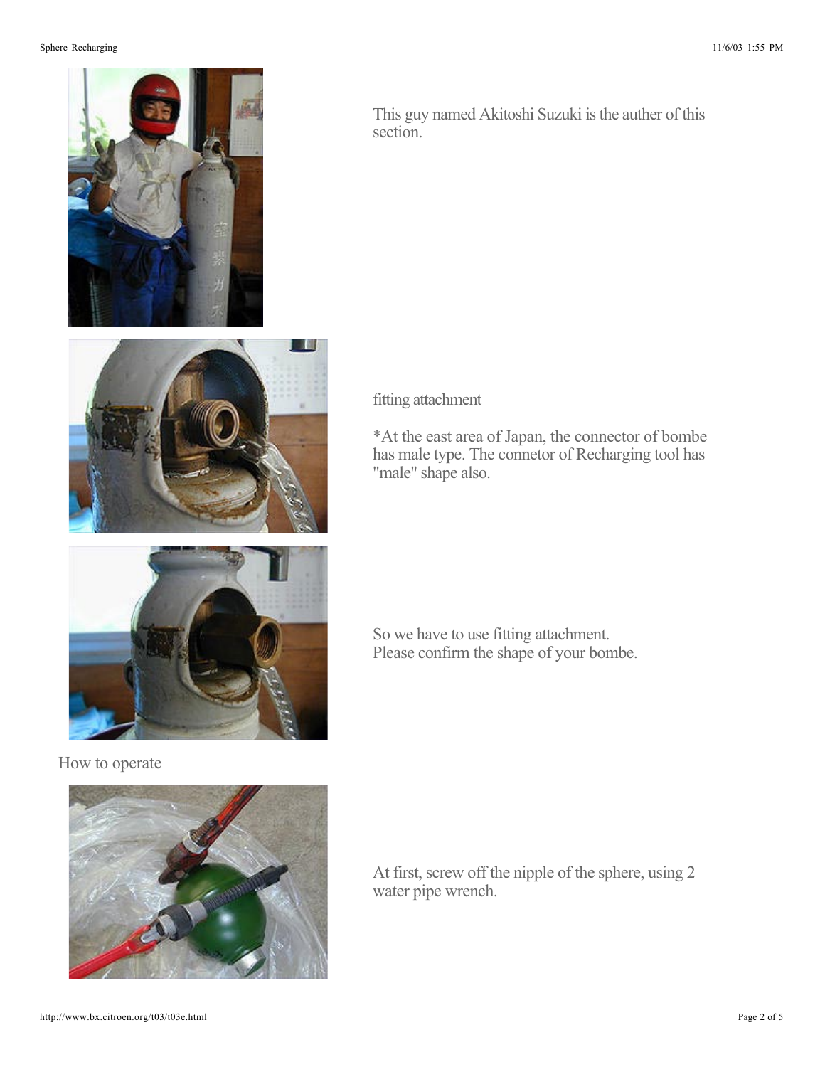This guy named Akitoshi Suzuki is the auther of this section.

fitting attachment

*At the east area of Japan, the connector of bombe has male type. The connetor of Recharging tool has "male" shape also.

So we have to use fitting attachment.
Please confirm the shape of your bombe.

How to operate

At first, screw off the nipple of the sphere, using 2 water pipe wrench.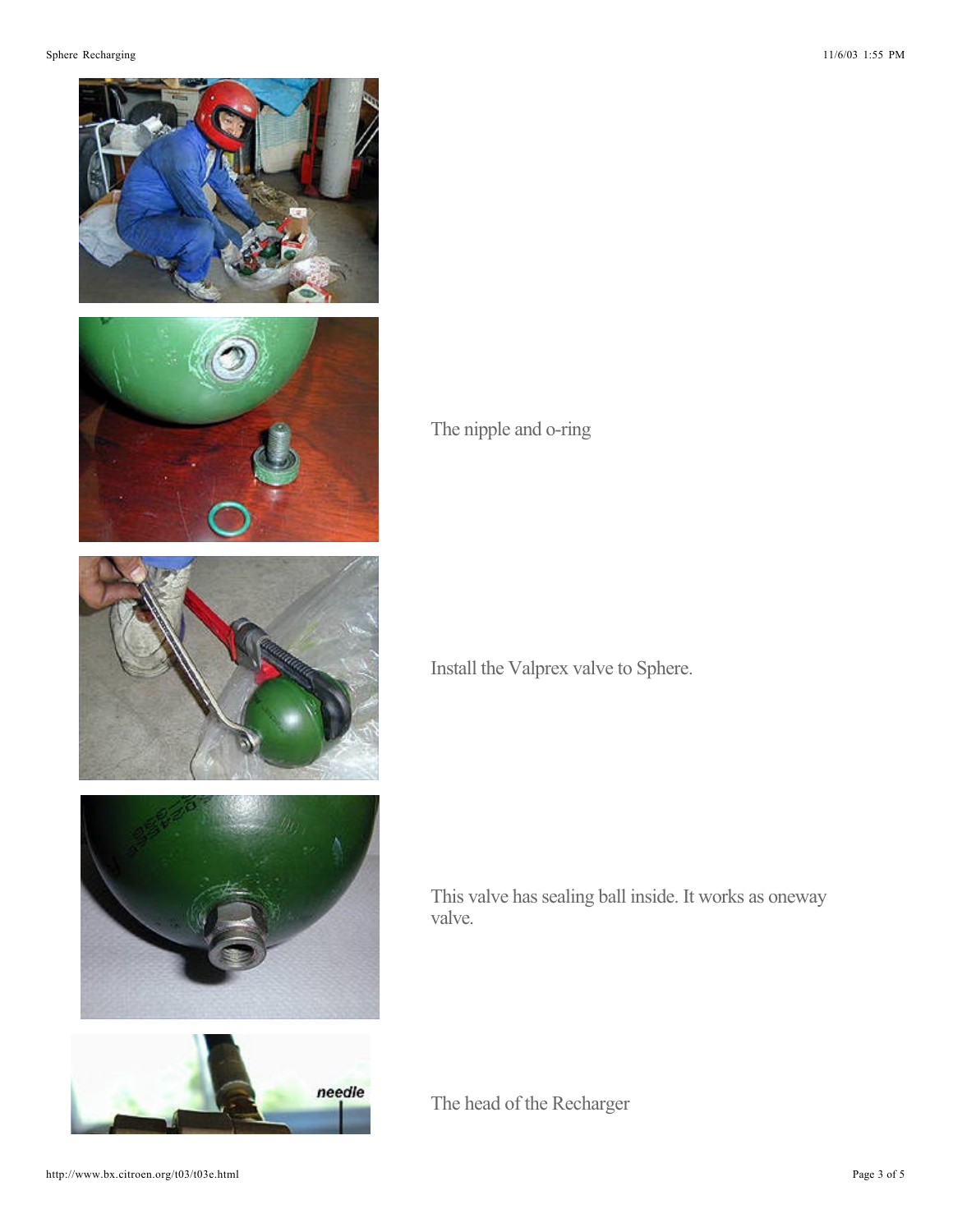The nipple and o-ring

Install the Valprex valve to Sphere.

This valve has sealing ball inside. It works as oneway valve.

The head of the Recharger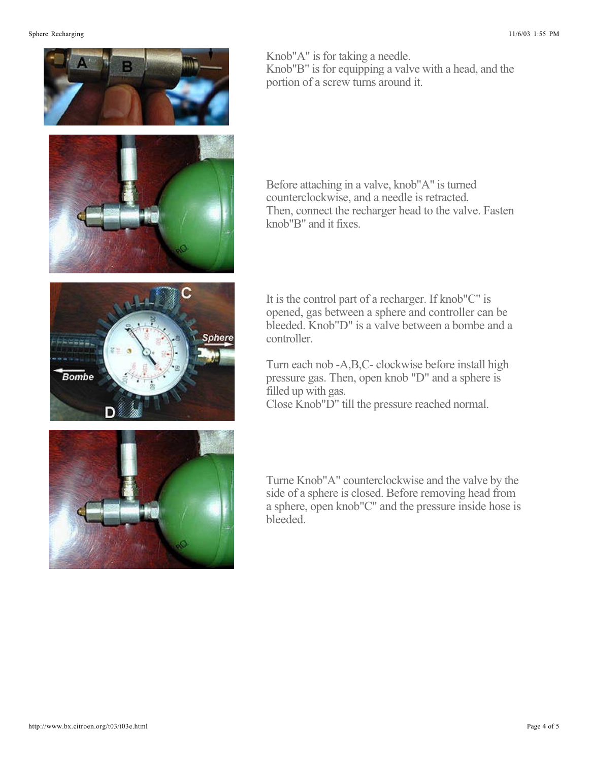Knob"A" is for taking a needle.
Knob"B" is for equipping a valve with a head, and the portion of a screw turns around it.

Before attaching in a valve, knob"A" is turned counterclockwise, and a needle is retracted.
Then, connect the recharger head to the valve. Fasten knob"B" and it fixes.

It is the control part of a recharger. If knob"C" is opened, gas between a sphere and controller can be bleeded. Knob"D" is a valve between a bombe and a controller.

Turn each nob -A,B,C- clockwise before install high pressure gas. Then, open knob "D" and a sphere is filled up with gas.
Close Knob"D" till the pressure reached normal.

Turne Knob"A" counterclockwise and the valve by the side of a sphere is closed. Before removing head from a sphere, open knob"C" and the pressure inside hose is bleeded.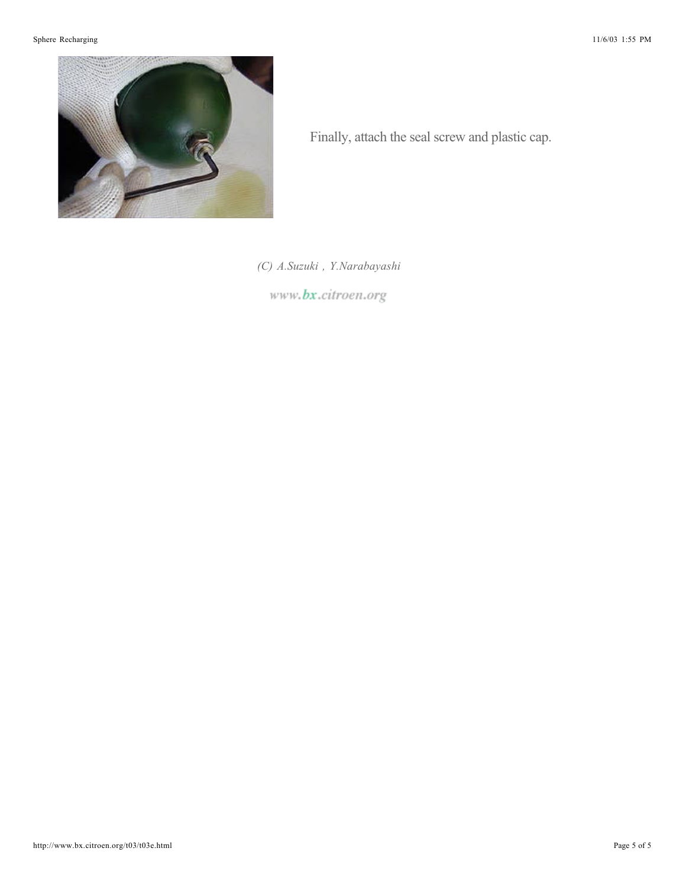Finally, attach the seal screw and plastic cap.

*(C) A.Suzuki , Y.Narabayashi*

www.bx.citroen.org